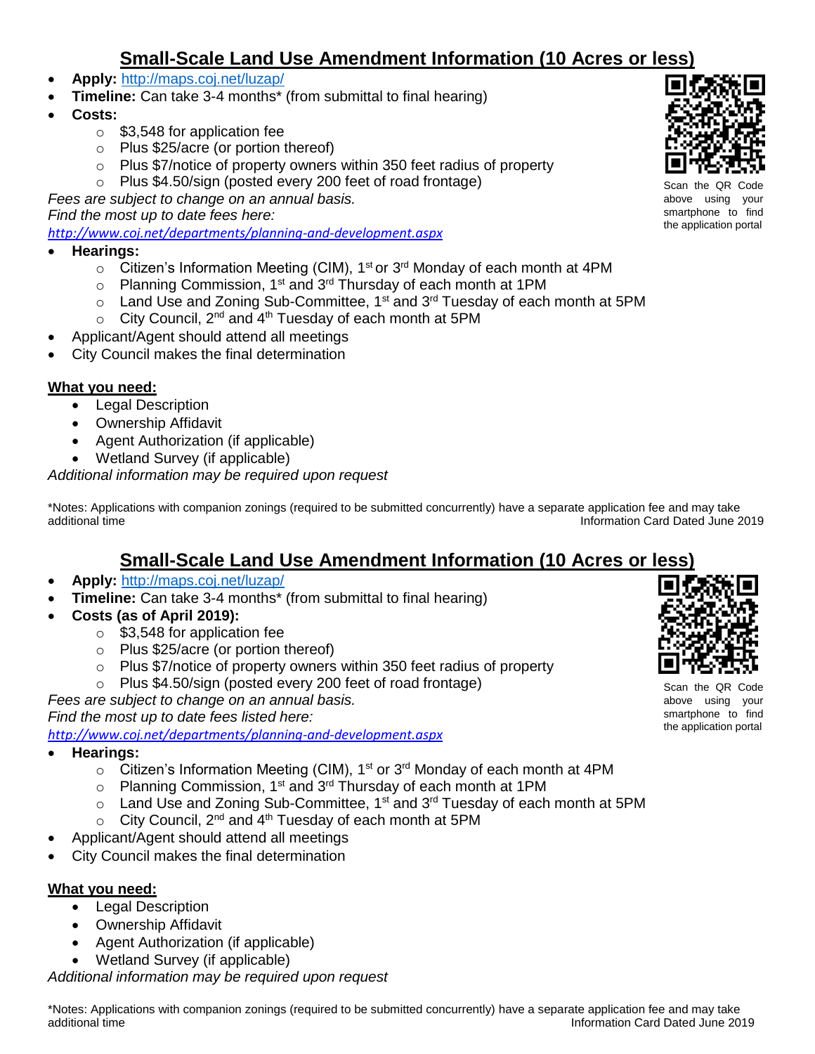# Small-Scale Land Use Amendment Information (10 Acres or less)

- **Apply:** http://maps.coj.net/luzap/
- **Timeline:** Can take 3-4 months* (from submittal to final hearing)
- **Costs:**
  - $3,548 for application fee
  - Plus $25/acre (or portion thereof)
  - Plus $7/notice of property owners within 350 feet radius of property
  - Plus $4.50/sign (posted every 200 feet of road frontage)

*Fees are subject to change on an annual basis.*
*Find the most up to date fees here:*
*http://www.coj.net/departments/planning-and-development.aspx*

Scan the QR Code above using your smartphone to find the application portal

- **Hearings:**
  - Citizen's Information Meeting (CIM), 1st or 3rd Monday of each month at 4PM
  - Planning Commission, 1st and 3rd Thursday of each month at 1PM
  - Land Use and Zoning Sub-Committee, 1st and 3rd Tuesday of each month at 5PM
  - City Council, 2nd and 4th Tuesday of each month at 5PM
- Applicant/Agent should attend all meetings
- City Council makes the final determination

**What you need:**

- Legal Description
- Ownership Affidavit
- Agent Authorization (if applicable)
- Wetland Survey (if applicable)

*Additional information may be required upon request*

*Notes: Applications with companion zonings (required to be submitted concurrently) have a separate application fee and may take additional time

Information Card Dated June 2019

# Small-Scale Land Use Amendment Information (10 Acres or less)

- **Apply:** http://maps.coj.net/luzap/
- **Timeline:** Can take 3-4 months* (from submittal to final hearing)
- **Costs (as of April 2019):**
  - $3,548 for application fee
  - Plus $25/acre (or portion thereof)
  - Plus $7/notice of property owners within 350 feet radius of property
  - Plus $4.50/sign (posted every 200 feet of road frontage)

*Fees are subject to change on an annual basis.*
*Find the most up to date fees listed here:*
*http://www.coj.net/departments/planning-and-development.aspx*

Scan the QR Code above using your smartphone to find the application portal

- **Hearings:**
  - Citizen's Information Meeting (CIM), 1st or 3rd Monday of each month at 4PM
  - Planning Commission, 1st and 3rd Thursday of each month at 1PM
  - Land Use and Zoning Sub-Committee, 1st and 3rd Tuesday of each month at 5PM
  - City Council, 2nd and 4th Tuesday of each month at 5PM
- Applicant/Agent should attend all meetings
- City Council makes the final determination

**What you need:**

- Legal Description
- Ownership Affidavit
- Agent Authorization (if applicable)
- Wetland Survey (if applicable)

*Additional information may be required upon request*

*Notes: Applications with companion zonings (required to be submitted concurrently) have a separate application fee and may take additional time

Information Card Dated June 2019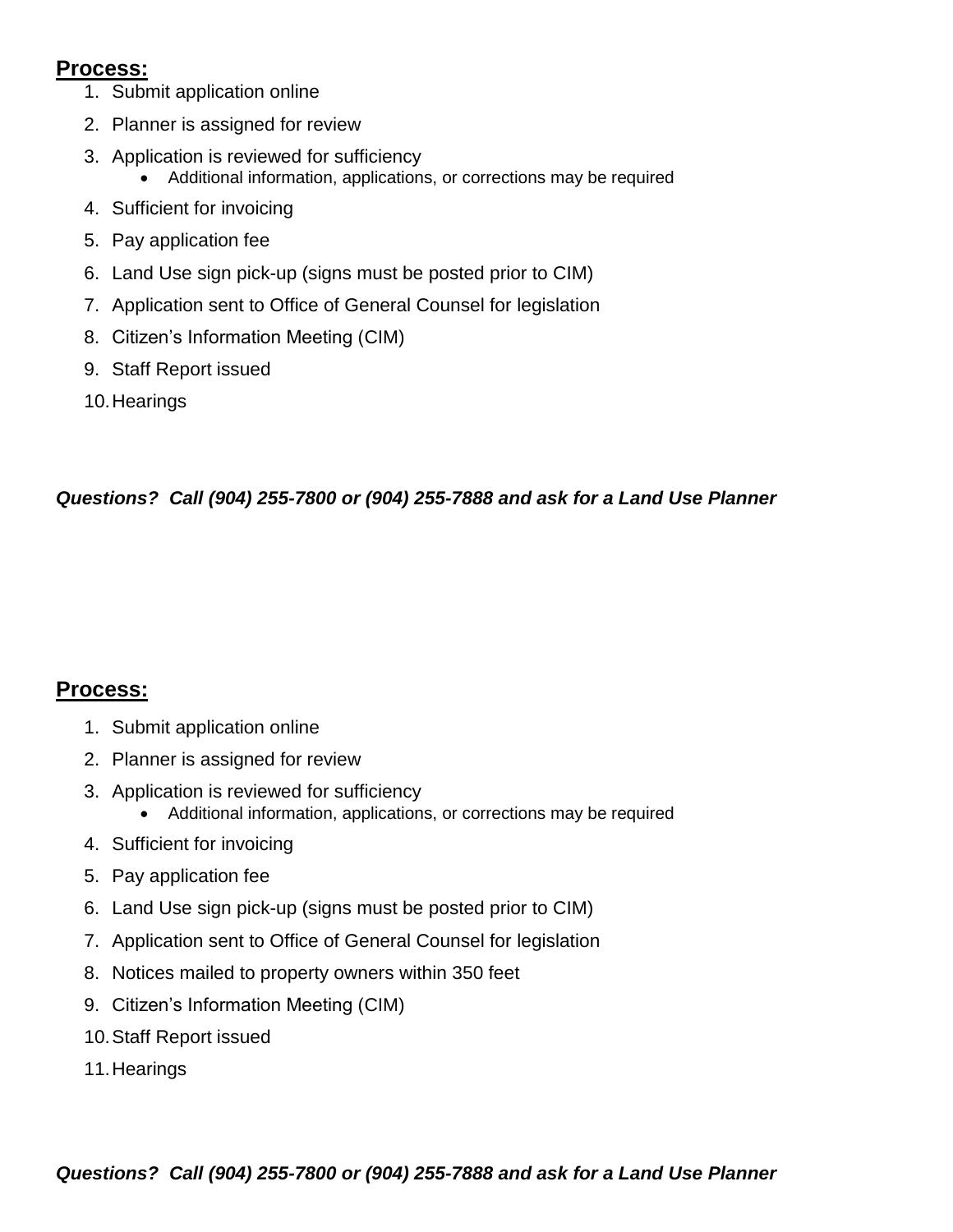## Process:

1. Submit application online
2. Planner is assigned for review
3. Application is reviewed for sufficiency
   - Additional information, applications, or corrections may be required
4. Sufficient for invoicing
5. Pay application fee
6. Land Use sign pick-up (signs must be posted prior to CIM)
7. Application sent to Office of General Counsel for legislation
8. Citizen's Information Meeting (CIM)
9. Staff Report issued
10. Hearings

***Questions? Call (904) 255-7800 or (904) 255-7888 and ask for a Land Use Planner***

## Process:

1. Submit application online
2. Planner is assigned for review
3. Application is reviewed for sufficiency
   - Additional information, applications, or corrections may be required
4. Sufficient for invoicing
5. Pay application fee
6. Land Use sign pick-up (signs must be posted prior to CIM)
7. Application sent to Office of General Counsel for legislation
8. Notices mailed to property owners within 350 feet
9. Citizen's Information Meeting (CIM)
10. Staff Report issued
11. Hearings

***Questions? Call (904) 255-7800 or (904) 255-7888 and ask for a Land Use Planner***